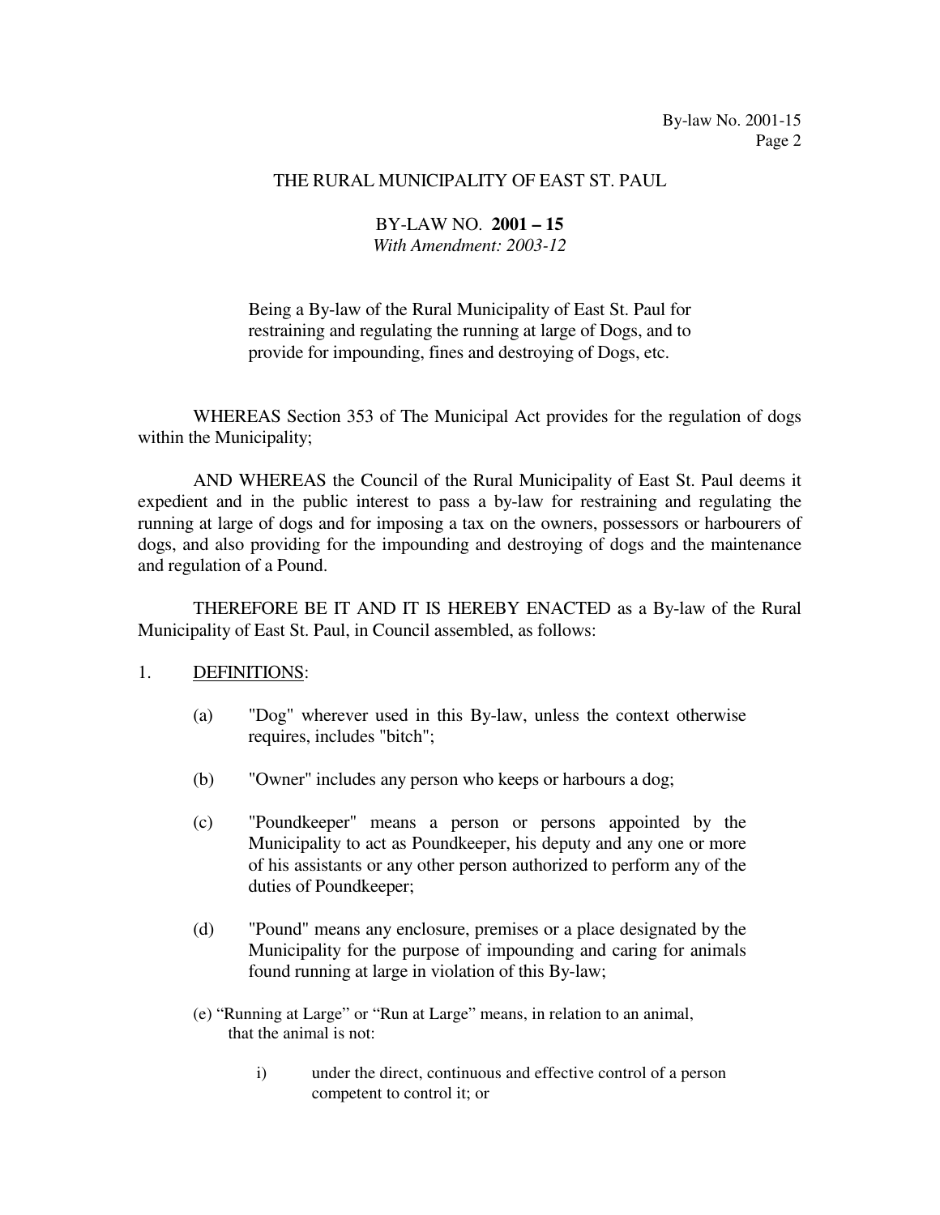THE RURAL MUNICIPALITY OF EAST ST. PAUL

BY-LAW NO. **2001 – 15**
*With Amendment: 2003-12*

Being a By-law of the Rural Municipality of East St. Paul for restraining and regulating the running at large of Dogs, and to provide for impounding, fines and destroying of Dogs, etc.

WHEREAS Section 353 of The Municipal Act provides for the regulation of dogs within the Municipality;

AND WHEREAS the Council of the Rural Municipality of East St. Paul deems it expedient and in the public interest to pass a by-law for restraining and regulating the running at large of dogs and for imposing a tax on the owners, possessors or harbourers of dogs, and also providing for the impounding and destroying of dogs and the maintenance and regulation of a Pound.

THEREFORE BE IT AND IT IS HEREBY ENACTED as a By-law of the Rural Municipality of East St. Paul, in Council assembled, as follows:

1. DEFINITIONS:

   (a) "Dog" wherever used in this By-law, unless the context otherwise requires, includes "bitch";

   (b) "Owner" includes any person who keeps or harbours a dog;

   (c) "Poundkeeper" means a person or persons appointed by the Municipality to act as Poundkeeper, his deputy and any one or more of his assistants or any other person authorized to perform any of the duties of Poundkeeper;

   (d) "Pound" means any enclosure, premises or a place designated by the Municipality for the purpose of impounding and caring for animals found running at large in violation of this By-law;

   (e) "Running at Large" or "Run at Large" means, in relation to an animal, that the animal is not:

      i) under the direct, continuous and effective control of a person competent to control it; or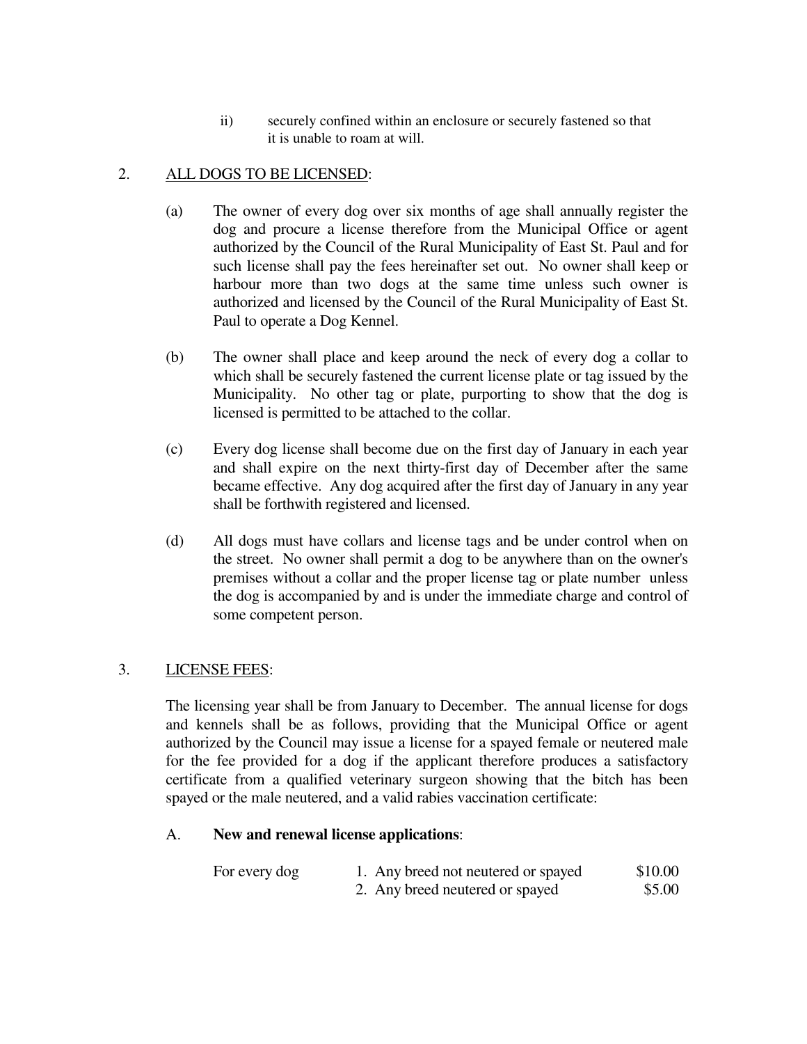ii) securely confined within an enclosure or securely fastened so that it is unable to roam at will.

2. <u>ALL DOGS TO BE LICENSED</u>:

(a) The owner of every dog over six months of age shall annually register the dog and procure a license therefore from the Municipal Office or agent authorized by the Council of the Rural Municipality of East St. Paul and for such license shall pay the fees hereinafter set out. No owner shall keep or harbour more than two dogs at the same time unless such owner is authorized and licensed by the Council of the Rural Municipality of East St. Paul to operate a Dog Kennel.

(b) The owner shall place and keep around the neck of every dog a collar to which shall be securely fastened the current license plate or tag issued by the Municipality. No other tag or plate, purporting to show that the dog is licensed is permitted to be attached to the collar.

(c) Every dog license shall become due on the first day of January in each year and shall expire on the next thirty-first day of December after the same became effective. Any dog acquired after the first day of January in any year shall be forthwith registered and licensed.

(d) All dogs must have collars and license tags and be under control when on the street. No owner shall permit a dog to be anywhere than on the owner's premises without a collar and the proper license tag or plate number unless the dog is accompanied by and is under the immediate charge and control of some competent person.

3. <u>LICENSE FEES</u>:

The licensing year shall be from January to December. The annual license for dogs and kennels shall be as follows, providing that the Municipal Office or agent authorized by the Council may issue a license for a spayed female or neutered male for the fee provided for a dog if the applicant therefore produces a satisfactory certificate from a qualified veterinary surgeon showing that the bitch has been spayed or the male neutered, and a valid rabies vaccination certificate:

A. **New and renewal license applications**:

| | | |
|---|---|---|
| For every dog | 1. Any breed not neutered or spayed | $10.00 |
| | 2. Any breed neutered or spayed | $5.00 |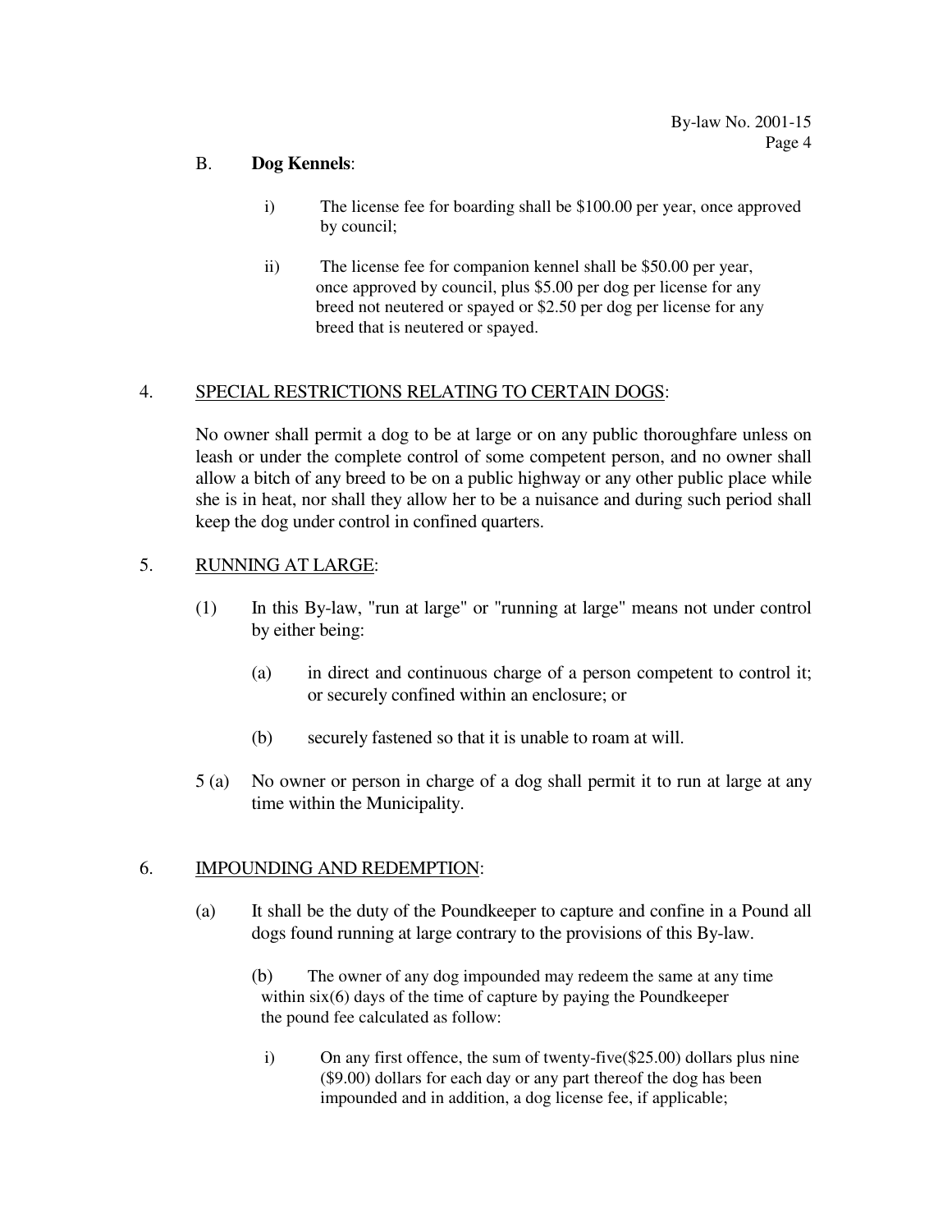B. **Dog Kennels**:

i) The license fee for boarding shall be $100.00 per year, once approved by council;

ii) The license fee for companion kennel shall be $50.00 per year, once approved by council, plus $5.00 per dog per license for any breed not neutered or spayed or $2.50 per dog per license for any breed that is neutered or spayed.

4. <u>SPECIAL RESTRICTIONS RELATING TO CERTAIN DOGS</u>:

No owner shall permit a dog to be at large or on any public thoroughfare unless on leash or under the complete control of some competent person, and no owner shall allow a bitch of any breed to be on a public highway or any other public place while she is in heat, nor shall they allow her to be a nuisance and during such period shall keep the dog under control in confined quarters.

5. <u>RUNNING AT LARGE</u>:

(1) In this By-law, "run at large" or "running at large" means not under control by either being:

(a) in direct and continuous charge of a person competent to control it; or securely confined within an enclosure; or

(b) securely fastened so that it is unable to roam at will.

5 (a) No owner or person in charge of a dog shall permit it to run at large at any time within the Municipality.

6. <u>IMPOUNDING AND REDEMPTION</u>:

(a) It shall be the duty of the Poundkeeper to capture and confine in a Pound all dogs found running at large contrary to the provisions of this By-law.

(b) The owner of any dog impounded may redeem the same at any time within six(6) days of the time of capture by paying the Poundkeeper the pound fee calculated as follow:

i) On any first offence, the sum of twenty-five($25.00) dollars plus nine ($9.00) dollars for each day or any part thereof the dog has been impounded and in addition, a dog license fee, if applicable;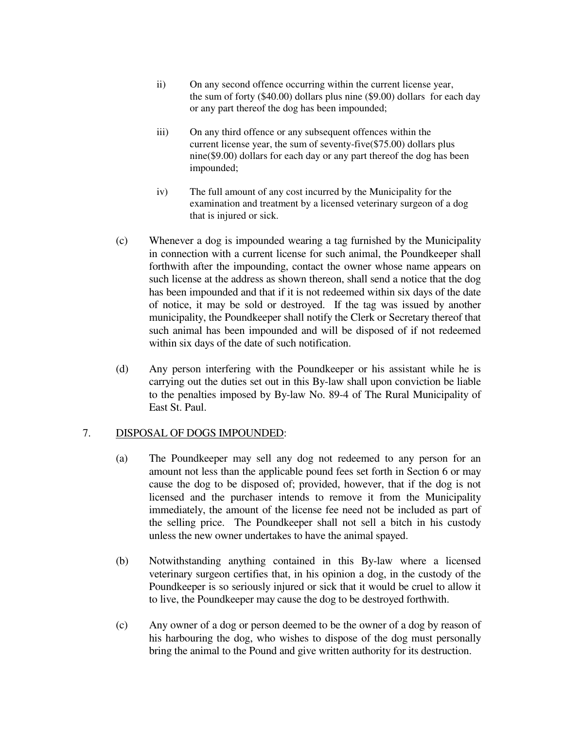ii) On any second offence occurring within the current license year, the sum of forty ($40.00) dollars plus nine ($9.00) dollars for each day or any part thereof the dog has been impounded;

iii) On any third offence or any subsequent offences within the current license year, the sum of seventy-five($75.00) dollars plus nine($9.00) dollars for each day or any part thereof the dog has been impounded;

iv) The full amount of any cost incurred by the Municipality for the examination and treatment by a licensed veterinary surgeon of a dog that is injured or sick.

(c) Whenever a dog is impounded wearing a tag furnished by the Municipality in connection with a current license for such animal, the Poundkeeper shall forthwith after the impounding, contact the owner whose name appears on such license at the address as shown thereon, shall send a notice that the dog has been impounded and that if it is not redeemed within six days of the date of notice, it may be sold or destroyed. If the tag was issued by another municipality, the Poundkeeper shall notify the Clerk or Secretary thereof that such animal has been impounded and will be disposed of if not redeemed within six days of the date of such notification.

(d) Any person interfering with the Poundkeeper or his assistant while he is carrying out the duties set out in this By-law shall upon conviction be liable to the penalties imposed by By-law No. 89-4 of The Rural Municipality of East St. Paul.

7. <u>DISPOSAL OF DOGS IMPOUNDED</u>:

(a) The Poundkeeper may sell any dog not redeemed to any person for an amount not less than the applicable pound fees set forth in Section 6 or may cause the dog to be disposed of; provided, however, that if the dog is not licensed and the purchaser intends to remove it from the Municipality immediately, the amount of the license fee need not be included as part of the selling price. The Poundkeeper shall not sell a bitch in his custody unless the new owner undertakes to have the animal spayed.

(b) Notwithstanding anything contained in this By-law where a licensed veterinary surgeon certifies that, in his opinion a dog, in the custody of the Poundkeeper is so seriously injured or sick that it would be cruel to allow it to live, the Poundkeeper may cause the dog to be destroyed forthwith.

(c) Any owner of a dog or person deemed to be the owner of a dog by reason of his harbouring the dog, who wishes to dispose of the dog must personally bring the animal to the Pound and give written authority for its destruction.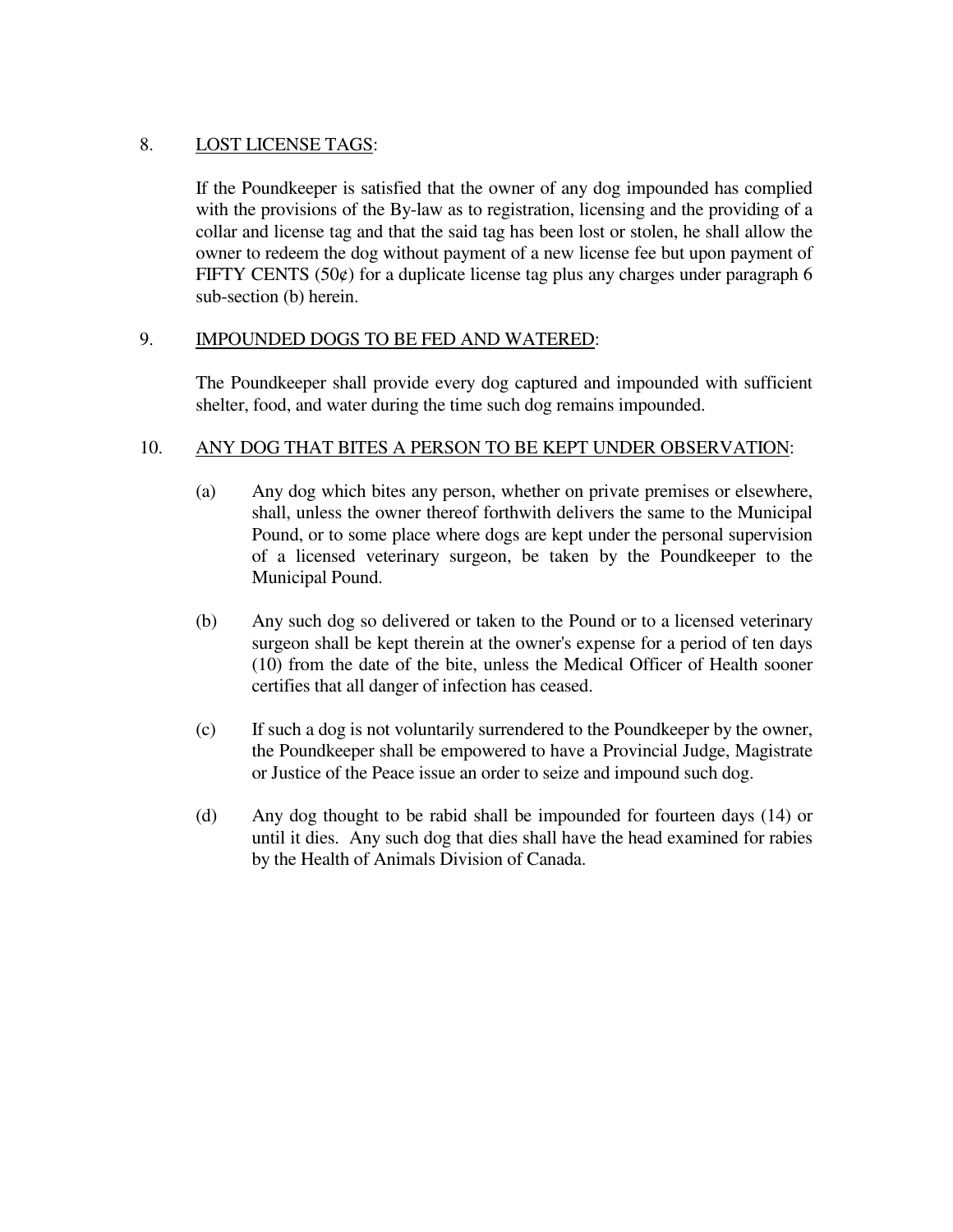8. <u>LOST LICENSE TAGS</u>:

   If the Poundkeeper is satisfied that the owner of any dog impounded has complied with the provisions of the By-law as to registration, licensing and the providing of a collar and license tag and that the said tag has been lost or stolen, he shall allow the owner to redeem the dog without payment of a new license fee but upon payment of FIFTY CENTS (50¢) for a duplicate license tag plus any charges under paragraph 6 sub-section (b) herein.

9. <u>IMPOUNDED DOGS TO BE FED AND WATERED</u>:

   The Poundkeeper shall provide every dog captured and impounded with sufficient shelter, food, and water during the time such dog remains impounded.

10. <u>ANY DOG THAT BITES A PERSON TO BE KEPT UNDER OBSERVATION</u>:

    (a) Any dog which bites any person, whether on private premises or elsewhere, shall, unless the owner thereof forthwith delivers the same to the Municipal Pound, or to some place where dogs are kept under the personal supervision of a licensed veterinary surgeon, be taken by the Poundkeeper to the Municipal Pound.

    (b) Any such dog so delivered or taken to the Pound or to a licensed veterinary surgeon shall be kept therein at the owner's expense for a period of ten days (10) from the date of the bite, unless the Medical Officer of Health sooner certifies that all danger of infection has ceased.

    (c) If such a dog is not voluntarily surrendered to the Poundkeeper by the owner, the Poundkeeper shall be empowered to have a Provincial Judge, Magistrate or Justice of the Peace issue an order to seize and impound such dog.

    (d) Any dog thought to be rabid shall be impounded for fourteen days (14) or until it dies. Any such dog that dies shall have the head examined for rabies by the Health of Animals Division of Canada.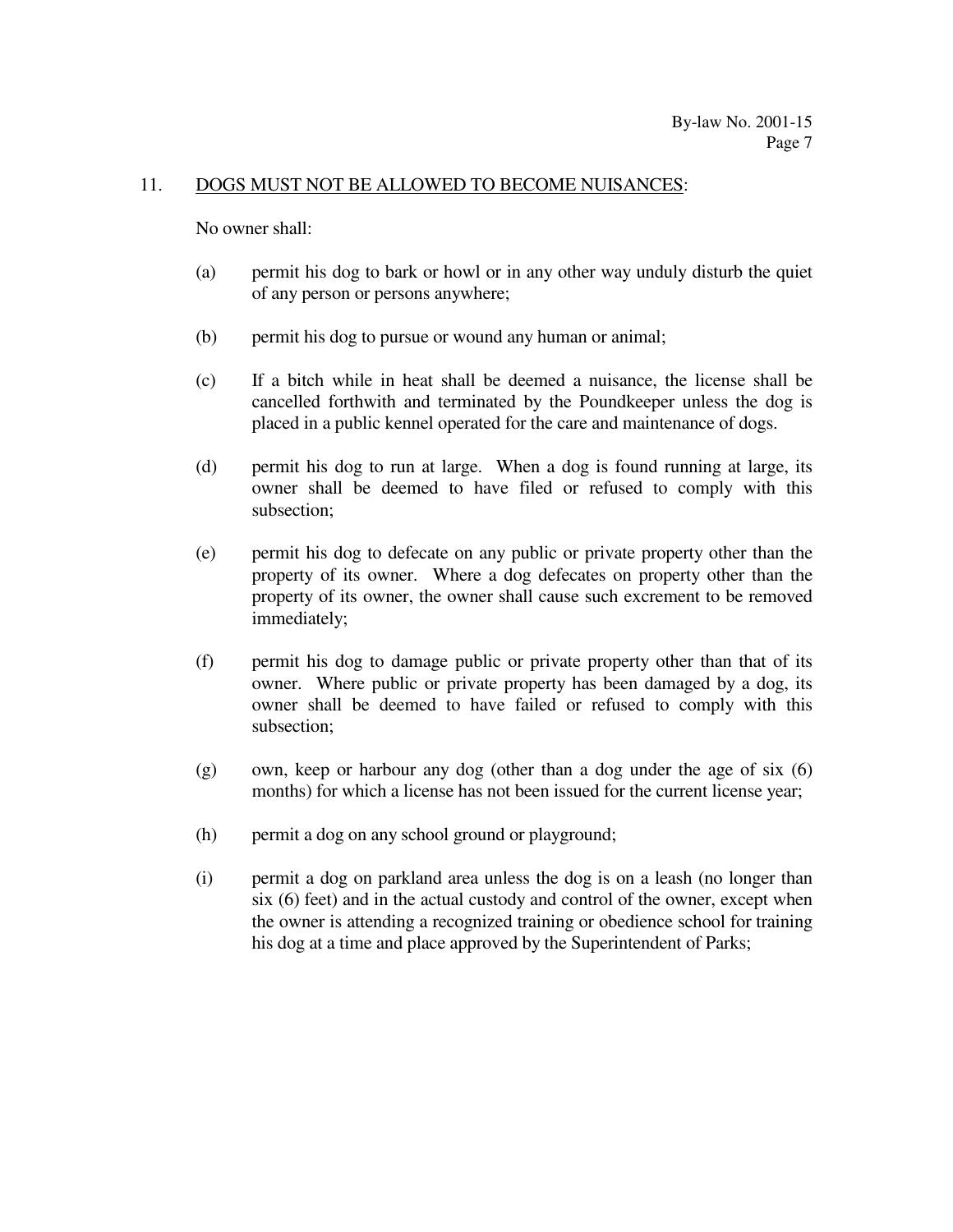11. DOGS MUST NOT BE ALLOWED TO BECOME NUISANCES:

No owner shall:

(a) permit his dog to bark or howl or in any other way unduly disturb the quiet of any person or persons anywhere;

(b) permit his dog to pursue or wound any human or animal;

(c) If a bitch while in heat shall be deemed a nuisance, the license shall be cancelled forthwith and terminated by the Poundkeeper unless the dog is placed in a public kennel operated for the care and maintenance of dogs.

(d) permit his dog to run at large. When a dog is found running at large, its owner shall be deemed to have filed or refused to comply with this subsection;

(e) permit his dog to defecate on any public or private property other than the property of its owner. Where a dog defecates on property other than the property of its owner, the owner shall cause such excrement to be removed immediately;

(f) permit his dog to damage public or private property other than that of its owner. Where public or private property has been damaged by a dog, its owner shall be deemed to have failed or refused to comply with this subsection;

(g) own, keep or harbour any dog (other than a dog under the age of six (6) months) for which a license has not been issued for the current license year;

(h) permit a dog on any school ground or playground;

(i) permit a dog on parkland area unless the dog is on a leash (no longer than six (6) feet) and in the actual custody and control of the owner, except when the owner is attending a recognized training or obedience school for training his dog at a time and place approved by the Superintendent of Parks;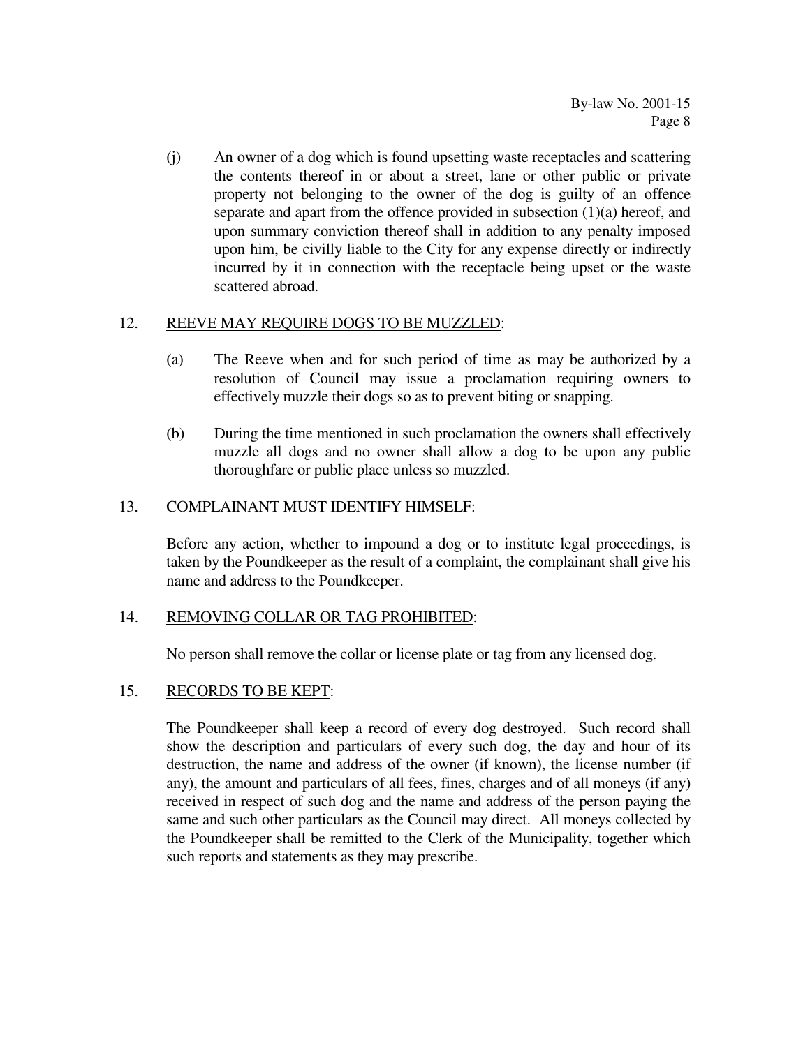(j) An owner of a dog which is found upsetting waste receptacles and scattering the contents thereof in or about a street, lane or other public or private property not belonging to the owner of the dog is guilty of an offence separate and apart from the offence provided in subsection (1)(a) hereof, and upon summary conviction thereof shall in addition to any penalty imposed upon him, be civilly liable to the City for any expense directly or indirectly incurred by it in connection with the receptacle being upset or the waste scattered abroad.

12. <u>REEVE MAY REQUIRE DOGS TO BE MUZZLED</u>:

(a) The Reeve when and for such period of time as may be authorized by a resolution of Council may issue a proclamation requiring owners to effectively muzzle their dogs so as to prevent biting or snapping.

(b) During the time mentioned in such proclamation the owners shall effectively muzzle all dogs and no owner shall allow a dog to be upon any public thoroughfare or public place unless so muzzled.

13. <u>COMPLAINANT MUST IDENTIFY HIMSELF</u>:

Before any action, whether to impound a dog or to institute legal proceedings, is taken by the Poundkeeper as the result of a complaint, the complainant shall give his name and address to the Poundkeeper.

14. <u>REMOVING COLLAR OR TAG PROHIBITED</u>:

No person shall remove the collar or license plate or tag from any licensed dog.

15. <u>RECORDS TO BE KEPT</u>:

The Poundkeeper shall keep a record of every dog destroyed. Such record shall show the description and particulars of every such dog, the day and hour of its destruction, the name and address of the owner (if known), the license number (if any), the amount and particulars of all fees, fines, charges and of all moneys (if any) received in respect of such dog and the name and address of the person paying the same and such other particulars as the Council may direct. All moneys collected by the Poundkeeper shall be remitted to the Clerk of the Municipality, together which such reports and statements as they may prescribe.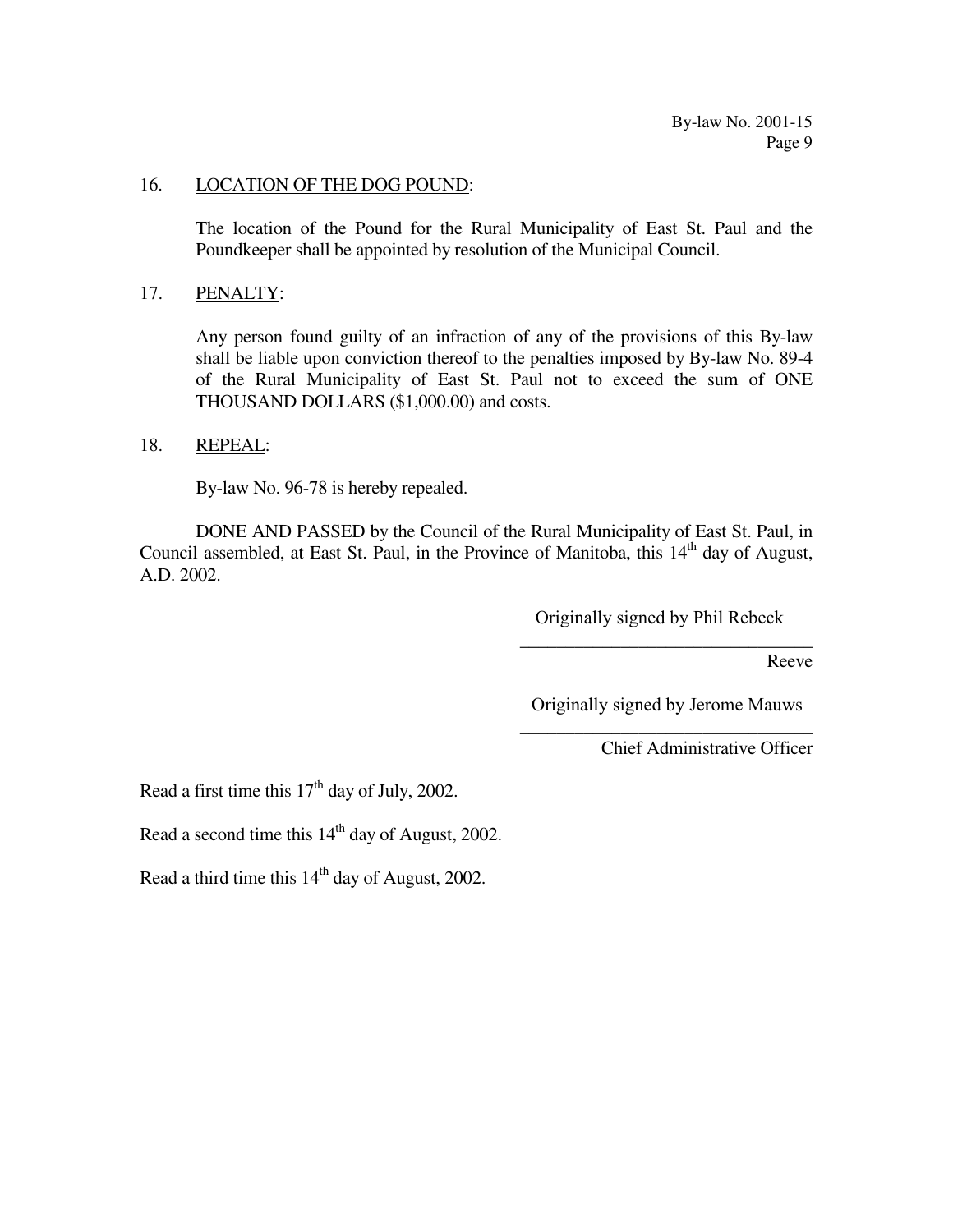16. <u>LOCATION OF THE DOG POUND</u>:

    The location of the Pound for the Rural Municipality of East St. Paul and the Poundkeeper shall be appointed by resolution of the Municipal Council.

17. <u>PENALTY</u>:

    Any person found guilty of an infraction of any of the provisions of this By-law shall be liable upon conviction thereof to the penalties imposed by By-law No. 89-4 of the Rural Municipality of East St. Paul not to exceed the sum of ONE THOUSAND DOLLARS ($1,000.00) and costs.

18. <u>REPEAL</u>:

    By-law No. 96-78 is hereby repealed.

DONE AND PASSED by the Council of the Rural Municipality of East St. Paul, in Council assembled, at East St. Paul, in the Province of Manitoba, this 14th day of August, A.D. 2002.

Originally signed by Phil Rebeck
_______________________________
Reeve

Originally signed by Jerome Mauws
_______________________________
Chief Administrative Officer

Read a first time this 17th day of July, 2002.

Read a second time this 14th day of August, 2002.

Read a third time this 14th day of August, 2002.